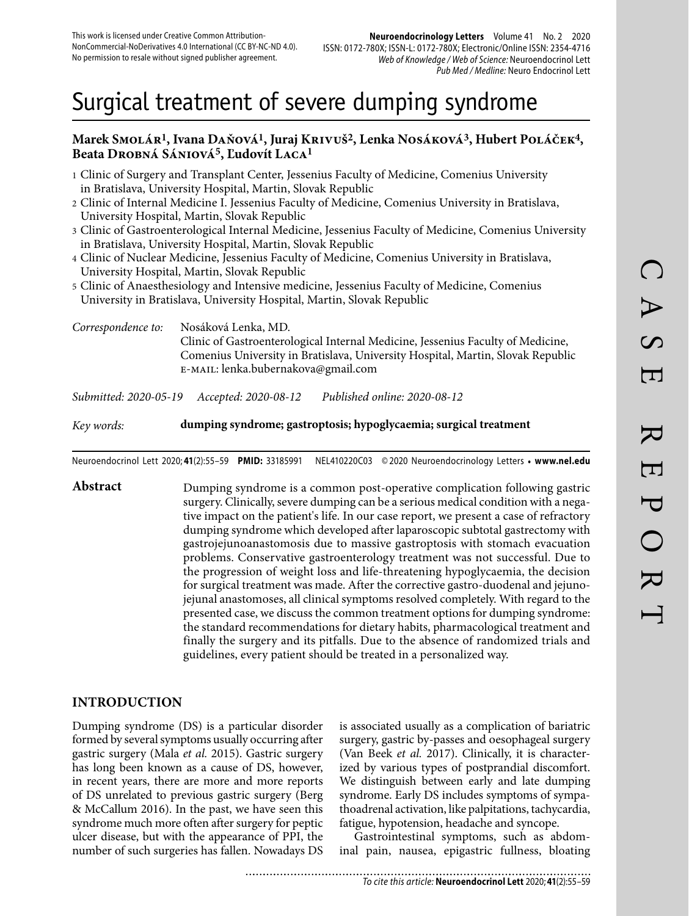This work is licensed under Creative Common Attribution-NonCommercial-NoDerivatives 4.0 International (CC BY-NC-ND 4.0). No permission to resale without signed publisher agreement.

# Surgical treatment of severe dumping syndrome

**Marek Smolár[1], Ivana Daňová[1], Juraj Krivuš[2], Lenka Nosáková[3], Hubert Poláček[4], Beata Drobná Sániová[5], Ľudovít Laca[1]**

1 Clinic of Surgery and Transplant Center, Jessenius Faculty of Medicine, Comenius University in Bratislava, University Hospital, Martin, Slovak Republic
2 Clinic of Internal Medicine I. Jessenius Faculty of Medicine, Comenius University in Bratislava, University Hospital, Martin, Slovak Republic
3 Clinic of Gastroenterological Internal Medicine, Jessenius Faculty of Medicine, Comenius University in Bratislava, University Hospital, Martin, Slovak Republic
4 Clinic of Nuclear Medicine, Jessenius Faculty of Medicine, Comenius University in Bratislava, University Hospital, Martin, Slovak Republic
5 Clinic of Anaesthesiology and Intensive medicine, Jessenius Faculty of Medicine, Comenius University in Bratislava, University Hospital, Martin, Slovak Republic

*Correspondence to:* Nosáková Lenka, MD.
Clinic of Gastroenterological Internal Medicine, Jessenius Faculty of Medicine, Comenius University in Bratislava, University Hospital, Martin, Slovak Republic
E-MAIL: lenka.bubernakova@gmail.com

*Submitted: 2020-05-19* *Accepted: 2020-08-12* *Published online: 2020-08-12*

*Key words:* **dumping syndrome; gastroptosis; hypoglycaemia; surgical treatment**

Neuroendocrinol Lett 2020; **41**(2):55–59 **PMID:** 33185991 NEL410220C03 © 2020 Neuroendocrinology Letters • **www.nel.edu**

**Abstract**

Dumping syndrome is a common post-operative complication following gastric surgery. Clinically, severe dumping can be a serious medical condition with a negative impact on the patient's life. In our case report, we present a case of refractory dumping syndrome which developed after laparoscopic subtotal gastrectomy with gastrojejunoanastomosis due to massive gastroptosis with stomach evacuation problems. Conservative gastroenterology treatment was not successful. Due to the progression of weight loss and life-threatening hypoglycaemia, the decision for surgical treatment was made. After the corrective gastro-duodenal and jejuno-jejunal anastomoses, all clinical symptoms resolved completely. With regard to the presented case, we discuss the common treatment options for dumping syndrome: the standard recommendations for dietary habits, pharmacological treatment and finally the surgery and its pitfalls. Due to the absence of randomized trials and guidelines, every patient should be treated in a personalized way.

## INTRODUCTION

Dumping syndrome (DS) is a particular disorder formed by several symptoms usually occurring after gastric surgery (Mala *et al.* 2015). Gastric surgery has long been known as a cause of DS, however, in recent years, there are more and more reports of DS unrelated to previous gastric surgery (Berg & McCallum 2016). In the past, we have seen this syndrome much more often after surgery for peptic ulcer disease, but with the appearance of PPI, the number of such surgeries has fallen. Nowadays DS is associated usually as a complication of bariatric surgery, gastric by-passes and oesophageal surgery (Van Beek *et al.* 2017). Clinically, it is characterized by various types of postprandial discomfort. We distinguish between early and late dumping syndrome. Early DS includes symptoms of sympathoadrenal activation, like palpitations, tachycardia, fatigue, hypotension, headache and syncope.

Gastrointestinal symptoms, such as abdominal pain, nausea, epigastric fullness, bloating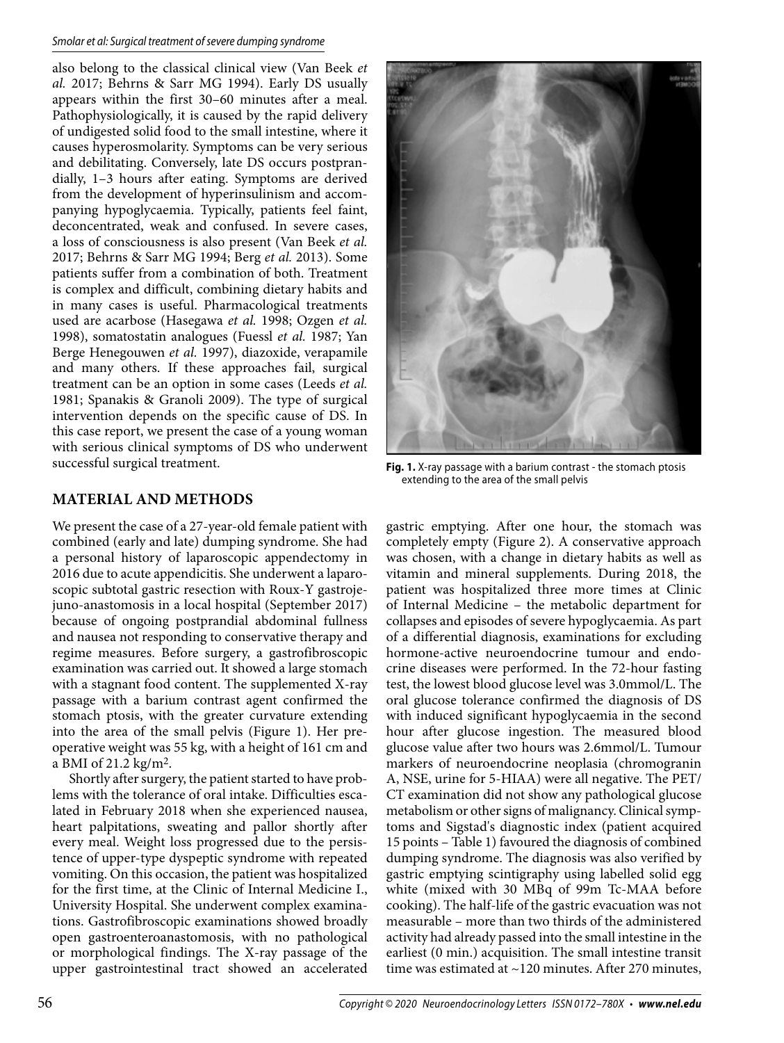also belong to the classical clinical view (Van Beek *et al.* 2017; Behrns & Sarr MG 1994). Early DS usually appears within the first 30–60 minutes after a meal. Pathophysiologically, it is caused by the rapid delivery of undigested solid food to the small intestine, where it causes hyperosmolarity. Symptoms can be very serious and debilitating. Conversely, late DS occurs postprandially, 1–3 hours after eating. Symptoms are derived from the development of hyperinsulinism and accompanying hypoglycaemia. Typically, patients feel faint, deconcentrated, weak and confused. In severe cases, a loss of consciousness is also present (Van Beek *et al.* 2017; Behrns & Sarr MG 1994; Berg *et al.* 2013). Some patients suffer from a combination of both. Treatment is complex and difficult, combining dietary habits and in many cases is useful. Pharmacological treatments used are acarbose (Hasegawa *et al.* 1998; Ozgen *et al.* 1998), somatostatin analogues (Fuessl *et al.* 1987; Yan Berge Henegouwen *et al.* 1997), diazoxide, verapamile and many others. If these approaches fail, surgical treatment can be an option in some cases (Leeds *et al.* 1981; Spanakis & Granoli 2009). The type of surgical intervention depends on the specific cause of DS. In this case report, we present the case of a young woman with serious clinical symptoms of DS who underwent successful surgical treatment.

**Fig. 1.** X-ray passage with a barium contrast - the stomach ptosis extending to the area of the small pelvis

## MATERIAL AND METHODS

We present the case of a 27-year-old female patient with combined (early and late) dumping syndrome. She had a personal history of laparoscopic appendectomy in 2016 due to acute appendicitis. She underwent a laparoscopic subtotal gastric resection with Roux-Y gastrojejuno-anastomosis in a local hospital (September 2017) because of ongoing postprandial abdominal fullness and nausea not responding to conservative therapy and regime measures. Before surgery, a gastrofibroscopic examination was carried out. It showed a large stomach with a stagnant food content. The supplemented X-ray passage with a barium contrast agent confirmed the stomach ptosis, with the greater curvature extending into the area of the small pelvis (Figure 1). Her preoperative weight was 55 kg, with a height of 161 cm and a BMI of 21.2 kg/m$^2$.

Shortly after surgery, the patient started to have problems with the tolerance of oral intake. Difficulties escalated in February 2018 when she experienced nausea, heart palpitations, sweating and pallor shortly after every meal. Weight loss progressed due to the persistence of upper-type dyspeptic syndrome with repeated vomiting. On this occasion, the patient was hospitalized for the first time, at the Clinic of Internal Medicine I., University Hospital. She underwent complex examinations. Gastrofibroscopic examinations showed broadly open gastroenteroanastomosis, with no pathological or morphological findings. The X-ray passage of the upper gastrointestinal tract showed an accelerated gastric emptying. After one hour, the stomach was completely empty (Figure 2). A conservative approach was chosen, with a change in dietary habits as well as vitamin and mineral supplements. During 2018, the patient was hospitalized three more times at Clinic of Internal Medicine – the metabolic department for collapses and episodes of severe hypoglycaemia. As part of a differential diagnosis, examinations for excluding hormone-active neuroendocrine tumour and endocrine diseases were performed. In the 72-hour fasting test, the lowest blood glucose level was 3.0mmol/L. The oral glucose tolerance confirmed the diagnosis of DS with induced significant hypoglycaemia in the second hour after glucose ingestion. The measured blood glucose value after two hours was 2.6mmol/L. Tumour markers of neuroendocrine neoplasia (chromogranin A, NSE, urine for 5-HIAA) were all negative. The PET/CT examination did not show any pathological glucose metabolism or other signs of malignancy. Clinical symptoms and Sigstad's diagnostic index (patient acquired 15 points – Table 1) favoured the diagnosis of combined dumping syndrome. The diagnosis was also verified by gastric emptying scintigraphy using labelled solid egg white (mixed with 30 MBq of 99m Tc-MAA before cooking). The half-life of the gastric evacuation was not measurable – more than two thirds of the administered activity had already passed into the small intestine in the earliest (0 min.) acquisition. The small intestine transit time was estimated at ~120 minutes. After 270 minutes,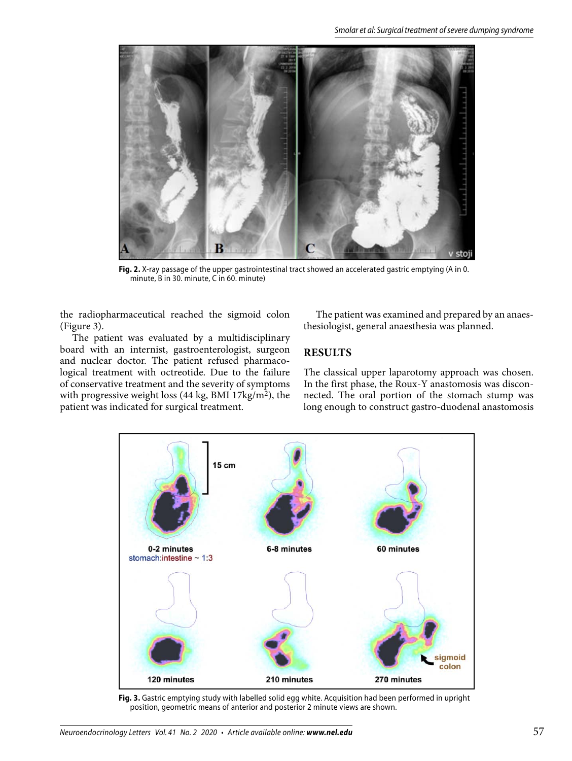Fig. 2. X-ray passage of the upper gastrointestinal tract showed an accelerated gastric emptying (A in 0. minute, B in 30. minute, C in 60. minute)

the radiopharmaceutical reached the sigmoid colon (Figure 3).

The patient was evaluated by a multidisciplinary board with an internist, gastroenterologist, surgeon and nuclear doctor. The patient refused pharmacological treatment with octreotide. Due to the failure of conservative treatment and the severity of symptoms with progressive weight loss (44 kg, BMI 17kg/m$^2$), the patient was indicated for surgical treatment.

The patient was examined and prepared by an anaesthesiologist, general anaesthesia was planned.

## RESULTS

The classical upper laparotomy approach was chosen. In the first phase, the Roux-Y anastomosis was disconnected. The oral portion of the stomach stump was long enough to construct gastro-duodenal anastomosis

Fig. 3. Gastric emptying study with labelled solid egg white. Acquisition had been performed in upright position, geometric means of anterior and posterior 2 minute views are shown.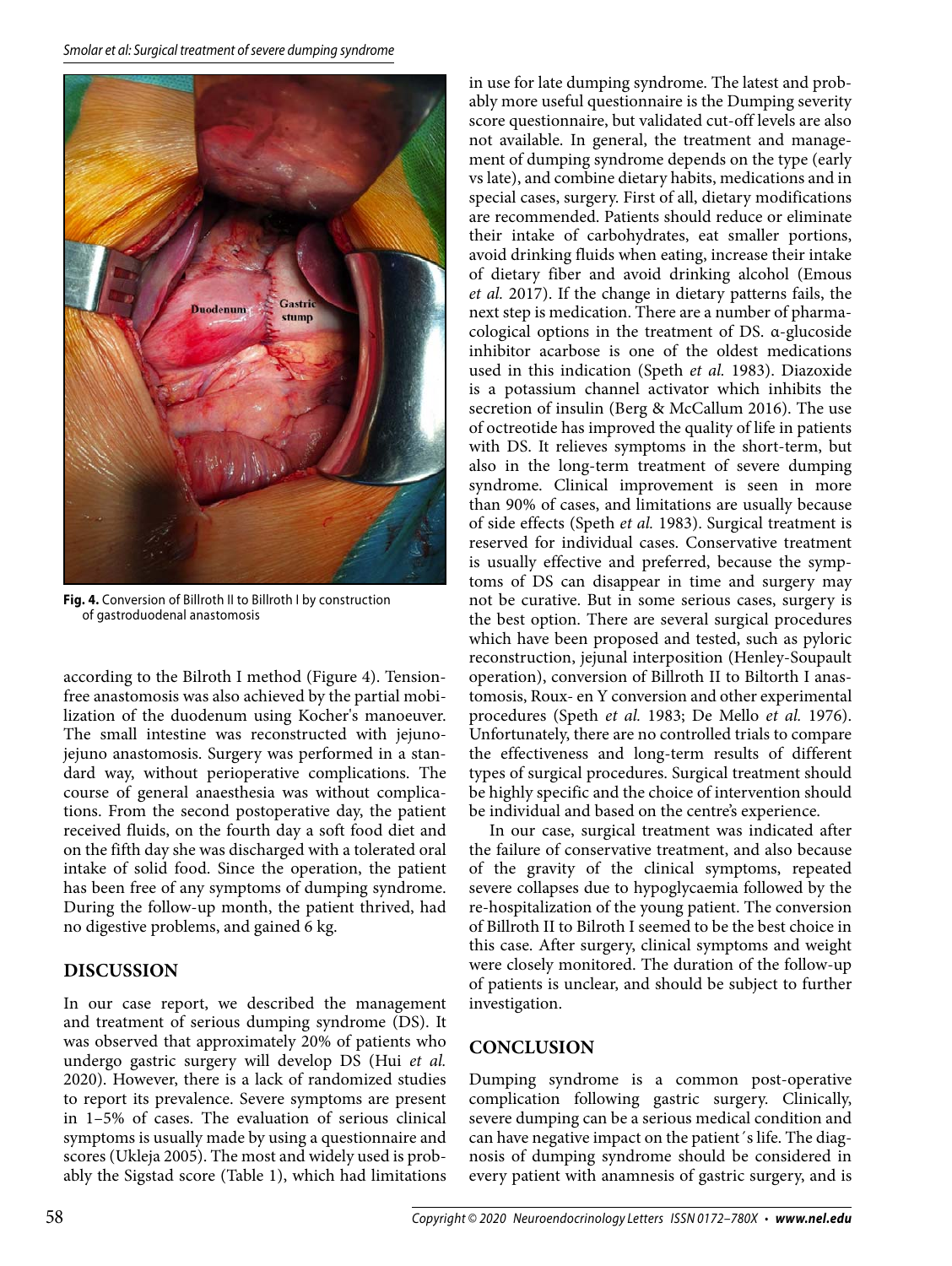**Fig. 4.** Conversion of Billroth II to Billroth I by construction of gastroduodenal anastomosis

according to the Bilroth I method (Figure 4). Tension-free anastomosis was also achieved by the partial mobilization of the duodenum using Kocher's manoeuver. The small intestine was reconstructed with jejuno-jejuno anastomosis. Surgery was performed in a standard way, without perioperative complications. The course of general anaesthesia was without complications. From the second postoperative day, the patient received fluids, on the fourth day a soft food diet and on the fifth day she was discharged with a tolerated oral intake of solid food. Since the operation, the patient has been free of any symptoms of dumping syndrome. During the follow-up month, the patient thrived, had no digestive problems, and gained 6 kg.

## DISCUSSION

In our case report, we described the management and treatment of serious dumping syndrome (DS). It was observed that approximately 20% of patients who undergo gastric surgery will develop DS (Hui *et al.* 2020). However, there is a lack of randomized studies to report its prevalence. Severe symptoms are present in 1–5% of cases. The evaluation of serious clinical symptoms is usually made by using a questionnaire and scores (Ukleja 2005). The most and widely used is probably the Sigstad score (Table 1), which had limitations in use for late dumping syndrome. The latest and probably more useful questionnaire is the Dumping severity score questionnaire, but validated cut-off levels are also not available. In general, the treatment and management of dumping syndrome depends on the type (early vs late), and combine dietary habits, medications and in special cases, surgery. First of all, dietary modifications are recommended. Patients should reduce or eliminate their intake of carbohydrates, eat smaller portions, avoid drinking fluids when eating, increase their intake of dietary fiber and avoid drinking alcohol (Emous *et al.* 2017). If the change in dietary patterns fails, the next step is medication. There are a number of pharmacological options in the treatment of DS. α-glucoside inhibitor acarbose is one of the oldest medications used in this indication (Speth *et al.* 1983). Diazoxide is a potassium channel activator which inhibits the secretion of insulin (Berg & McCallum 2016). The use of octreotide has improved the quality of life in patients with DS. It relieves symptoms in the short-term, but also in the long-term treatment of severe dumping syndrome. Clinical improvement is seen in more than 90% of cases, and limitations are usually because of side effects (Speth *et al.* 1983). Surgical treatment is reserved for individual cases. Conservative treatment is usually effective and preferred, because the symptoms of DS can disappear in time and surgery may not be curative. But in some serious cases, surgery is the best option. There are several surgical procedures which have been proposed and tested, such as pyloric reconstruction, jejunal interposition (Henley-Soupault operation), conversion of Billroth II to Biltorth I anastomosis, Roux- en Y conversion and other experimental procedures (Speth *et al.* 1983; De Mello *et al.* 1976). Unfortunately, there are no controlled trials to compare the effectiveness and long-term results of different types of surgical procedures. Surgical treatment should be highly specific and the choice of intervention should be individual and based on the centre's experience.

In our case, surgical treatment was indicated after the failure of conservative treatment, and also because of the gravity of the clinical symptoms, repeated severe collapses due to hypoglycaemia followed by the re-hospitalization of the young patient. The conversion of Billroth II to Bilroth I seemed to be the best choice in this case. After surgery, clinical symptoms and weight were closely monitored. The duration of the follow-up of patients is unclear, and should be subject to further investigation.

## CONCLUSION

Dumping syndrome is a common post-operative complication following gastric surgery. Clinically, severe dumping can be a serious medical condition and can have negative impact on the patient´s life. The diagnosis of dumping syndrome should be considered in every patient with anamnesis of gastric surgery, and is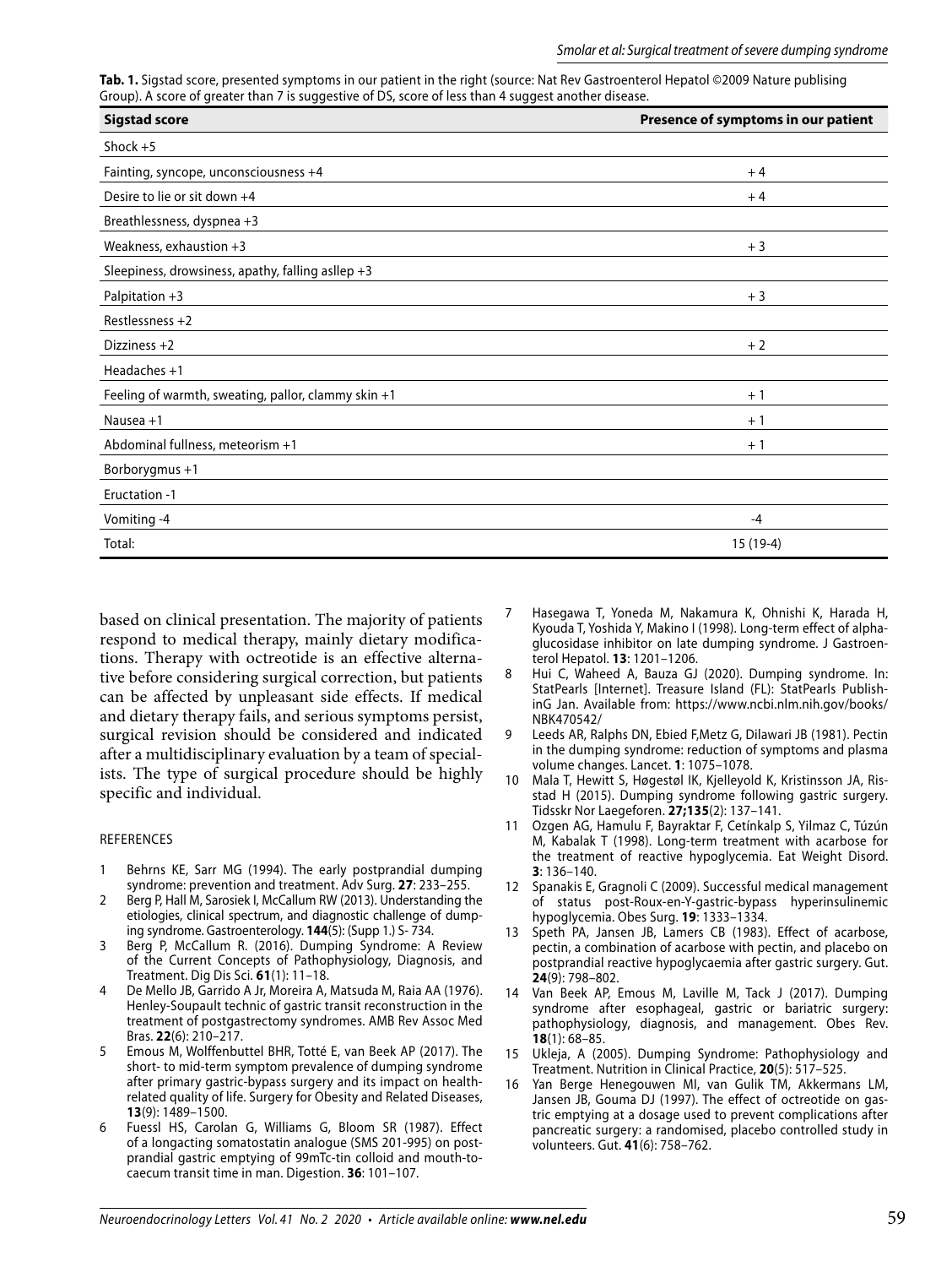**Tab. 1.** Sigstad score, presented symptoms in our patient in the right (source: Nat Rev Gastroenterol Hepatol ©2009 Nature publising Group). A score of greater than 7 is suggestive of DS, score of less than 4 suggest another disease.

| Sigstad score | Presence of symptoms in our patient |
| --- | --- |
| Shock +5 | |
| Fainting, syncope, unconsciousness +4 | + 4 |
| Desire to lie or sit down +4 | + 4 |
| Breathlessness, dyspnea +3 | |
| Weakness, exhaustion +3 | + 3 |
| Sleepiness, drowsiness, apathy, falling asllep +3 | |
| Palpitation +3 | + 3 |
| Restlessness +2 | |
| Dizziness +2 | + 2 |
| Headaches +1 | |
| Feeling of warmth, sweating, pallor, clammy skin +1 | + 1 |
| Nausea +1 | + 1 |
| Abdominal fullness, meteorism +1 | + 1 |
| Borborygmus +1 | |
| Eructation -1 | |
| Vomiting -4 | -4 |
| Total: | 15 (19-4) |

based on clinical presentation. The majority of patients respond to medical therapy, mainly dietary modifications. Therapy with octreotide is an effective alternative before considering surgical correction, but patients can be affected by unpleasant side effects. If medical and dietary therapy fails, and serious symptoms persist, surgical revision should be considered and indicated after a multidisciplinary evaluation by a team of specialists. The type of surgical procedure should be highly specific and individual.

REFERENCES

1. Behrns KE, Sarr MG (1994). The early postprandial dumping syndrome: prevention and treatment. Adv Surg. **27**: 233–255.
2. Berg P, Hall M, Sarosiek I, McCallum RW (2013). Understanding the etiologies, clinical spectrum, and diagnostic challenge of dumping syndrome. Gastroenterology. **144**(5): (Supp 1.) S- 734.
3. Berg P, McCallum R. (2016). Dumping Syndrome: A Review of the Current Concepts of Pathophysiology, Diagnosis, and Treatment. Dig Dis Sci. **61**(1): 11–18.
4. De Mello JB, Garrido A Jr, Moreira A, Matsuda M, Raia AA (1976). Henley-Soupault technic of gastric transit reconstruction in the treatment of postgastrectomy syndromes. AMB Rev Assoc Med Bras. **22**(6): 210–217.
5. Emous M, Wolffenbuttel BHR, Totté E, van Beek AP (2017). The short- to mid-term symptom prevalence of dumping syndrome after primary gastric-bypass surgery and its impact on health-related quality of life. Surgery for Obesity and Related Diseases, **13**(9): 1489–1500.
6. Fuessl HS, Carolan G, Williams G, Bloom SR (1987). Effect of a longacting somatostatin analogue (SMS 201-995) on postprandial gastric emptying of 99mTc-tin colloid and mouth-to-caecum transit time in man. Digestion. **36**: 101–107.
7. Hasegawa T, Yoneda M, Nakamura K, Ohnishi K, Harada H, Kyouda T, Yoshida Y, Makino I (1998). Long-term effect of alpha-glucosidase inhibitor on late dumping syndrome. J Gastroenterol Hepatol. **13**: 1201–1206.
8. Hui C, Waheed A, Bauza GJ (2020). Dumping syndrome. In: StatPearls [Internet]. Treasure Island (FL): StatPearls PublishinG Jan. Available from: https://www.ncbi.nlm.nih.gov/books/NBK470542/
9. Leeds AR, Ralphs DN, Ebied F,Metz G, Dilawari JB (1981). Pectin in the dumping syndrome: reduction of symptoms and plasma volume changes. Lancet. **1**: 1075–1078.
10. Mala T, Hewitt S, Høgestøl IK, Kjelleyold K, Kristinsson JA, Risstad H (2015). Dumping syndrome following gastric surgery. Tidsskr Nor Laegeforen. **27;135**(2): 137–141.
11. Ozgen AG, Hamulu F, Bayraktar F, Cetínkalp S, Yilmaz C, Túzún M, Kabalak T (1998). Long-term treatment with acarbose for the treatment of reactive hypoglycemia. Eat Weight Disord. **3**: 136–140.
12. Spanakis E, Gragnoli C (2009). Successful medical management of status post-Roux-en-Y-gastric-bypass hyperinsulinemic hypoglycemia. Obes Surg. **19**: 1333–1334.
13. Speth PA, Jansen JB, Lamers CB (1983). Effect of acarbose, pectin, a combination of acarbose with pectin, and placebo on postprandial reactive hypoglycaemia after gastric surgery. Gut. **24**(9): 798–802.
14. Van Beek AP, Emous M, Laville M, Tack J (2017). Dumping syndrome after esophageal, gastric or bariatric surgery: pathophysiology, diagnosis, and management. Obes Rev. **18**(1): 68–85.
15. Ukleja, A (2005). Dumping Syndrome: Pathophysiology and Treatment. Nutrition in Clinical Practice, **20**(5): 517–525.
16. Yan Berge Henegouwen MI, van Gulik TM, Akkermans LM, Jansen JB, Gouma DJ (1997). The effect of octreotide on gastric emptying at a dosage used to prevent complications after pancreatic surgery: a randomised, placebo controlled study in volunteers. Gut. **41**(6): 758–762.